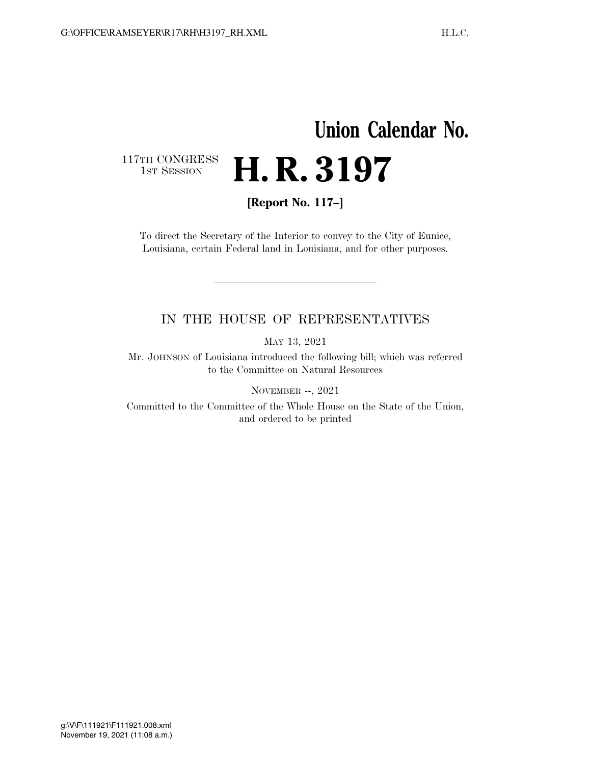# Union Calendar No.

117TH CONGRESS
1ST SESSION

# H. R. 3197

**[Report No. 117–]**

To direct the Secretary of the Interior to convey to the City of Eunice, Louisiana, certain Federal land in Louisiana, and for other purposes.

---

IN THE HOUSE OF REPRESENTATIVES

MAY 13, 2021

Mr. JOHNSON of Louisiana introduced the following bill; which was referred to the Committee on Natural Resources

NOVEMBER --, 2021

Committed to the Committee of the Whole House on the State of the Union, and ordered to be printed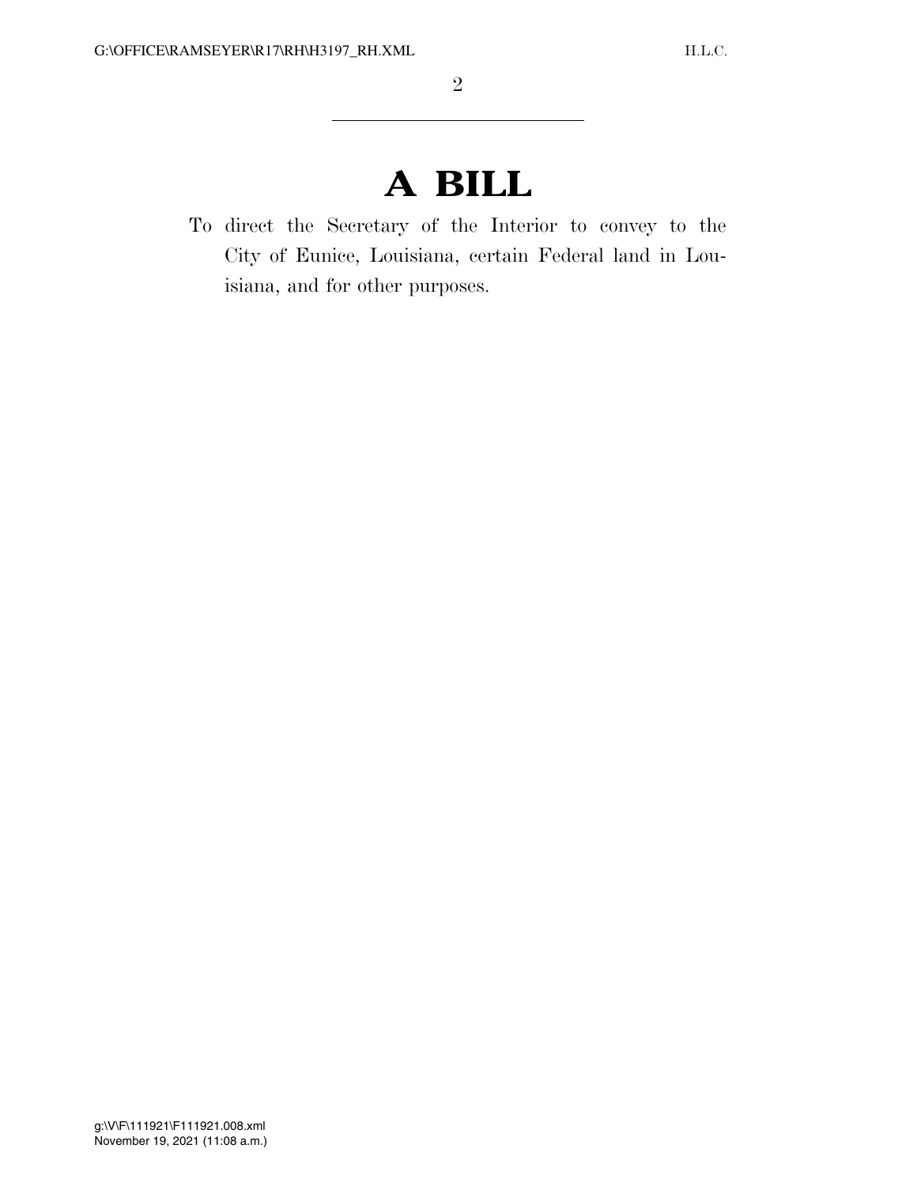# A BILL

To direct the Secretary of the Interior to convey to the City of Eunice, Louisiana, certain Federal land in Louisiana, and for other purposes.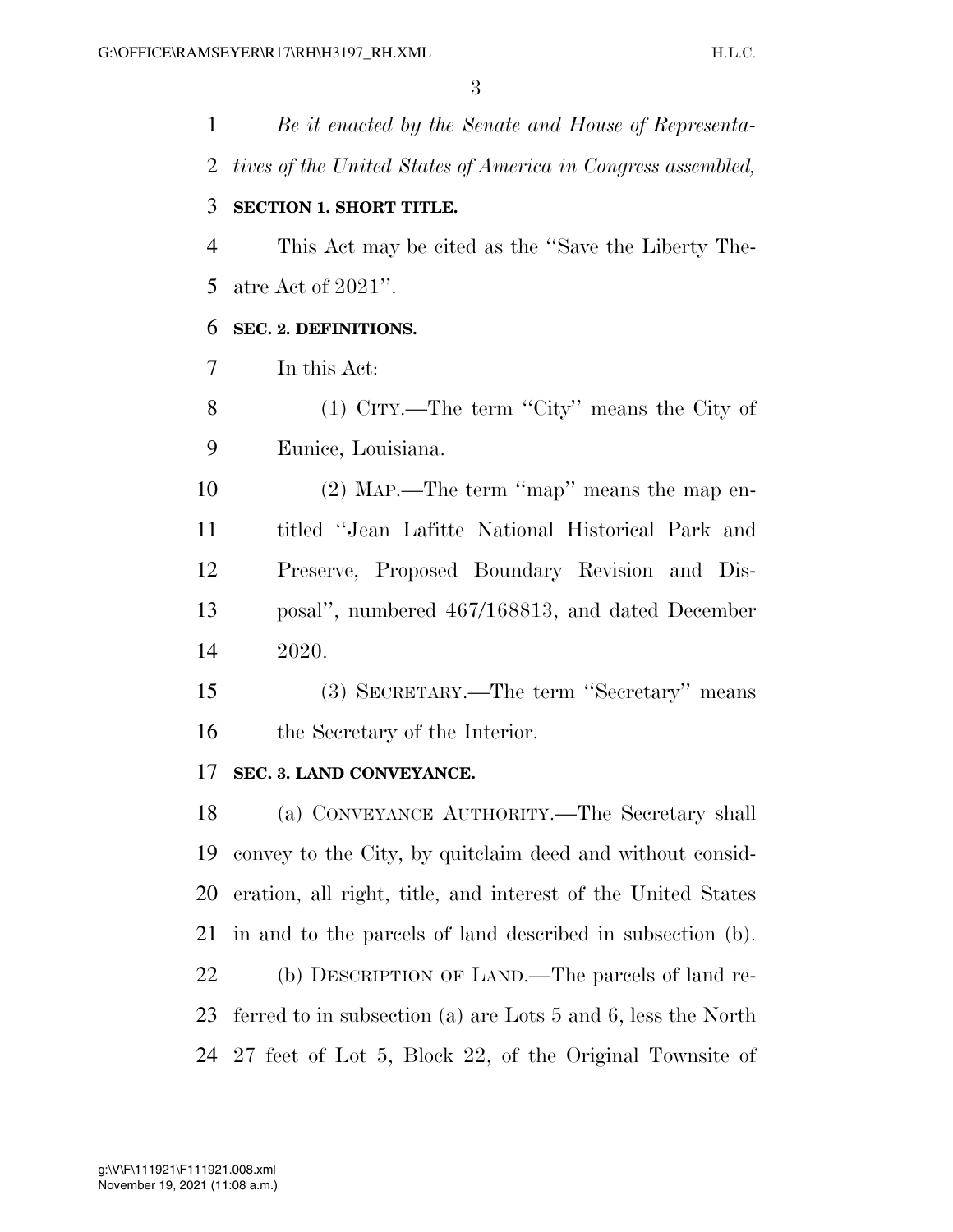*Be it enacted by the Senate and House of Representatives of the United States of America in Congress assembled,*

**SECTION 1. SHORT TITLE.**

This Act may be cited as the "Save the Liberty Theatre Act of 2021".

**SEC. 2. DEFINITIONS.**

In this Act:

(1) CITY.—The term "City" means the City of Eunice, Louisiana.

(2) MAP.—The term "map" means the map entitled "Jean Lafitte National Historical Park and Preserve, Proposed Boundary Revision and Disposal", numbered 467/168813, and dated December 2020.

(3) SECRETARY.—The term "Secretary" means the Secretary of the Interior.

**SEC. 3. LAND CONVEYANCE.**

(a) CONVEYANCE AUTHORITY.—The Secretary shall convey to the City, by quitclaim deed and without consideration, all right, title, and interest of the United States in and to the parcels of land described in subsection (b).

(b) DESCRIPTION OF LAND.—The parcels of land referred to in subsection (a) are Lots 5 and 6, less the North 27 feet of Lot 5, Block 22, of the Original Townsite of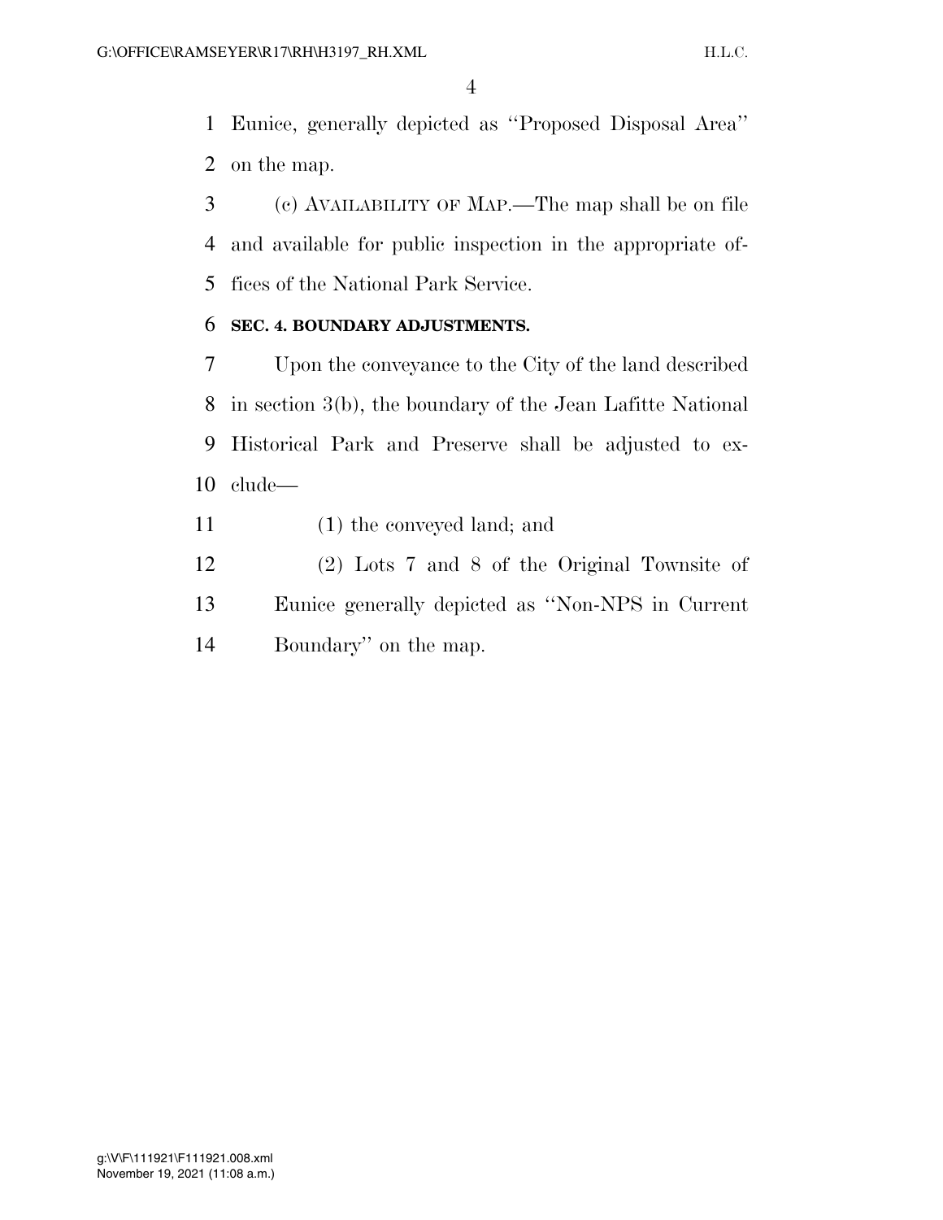Eunice, generally depicted as "Proposed Disposal Area" on the map.

(c) AVAILABILITY OF MAP.—The map shall be on file and available for public inspection in the appropriate offices of the National Park Service.

**SEC. 4. BOUNDARY ADJUSTMENTS.**

Upon the conveyance to the City of the land described in section 3(b), the boundary of the Jean Lafitte National Historical Park and Preserve shall be adjusted to exclude—

(1) the conveyed land; and

(2) Lots 7 and 8 of the Original Townsite of Eunice generally depicted as "Non-NPS in Current Boundary" on the map.